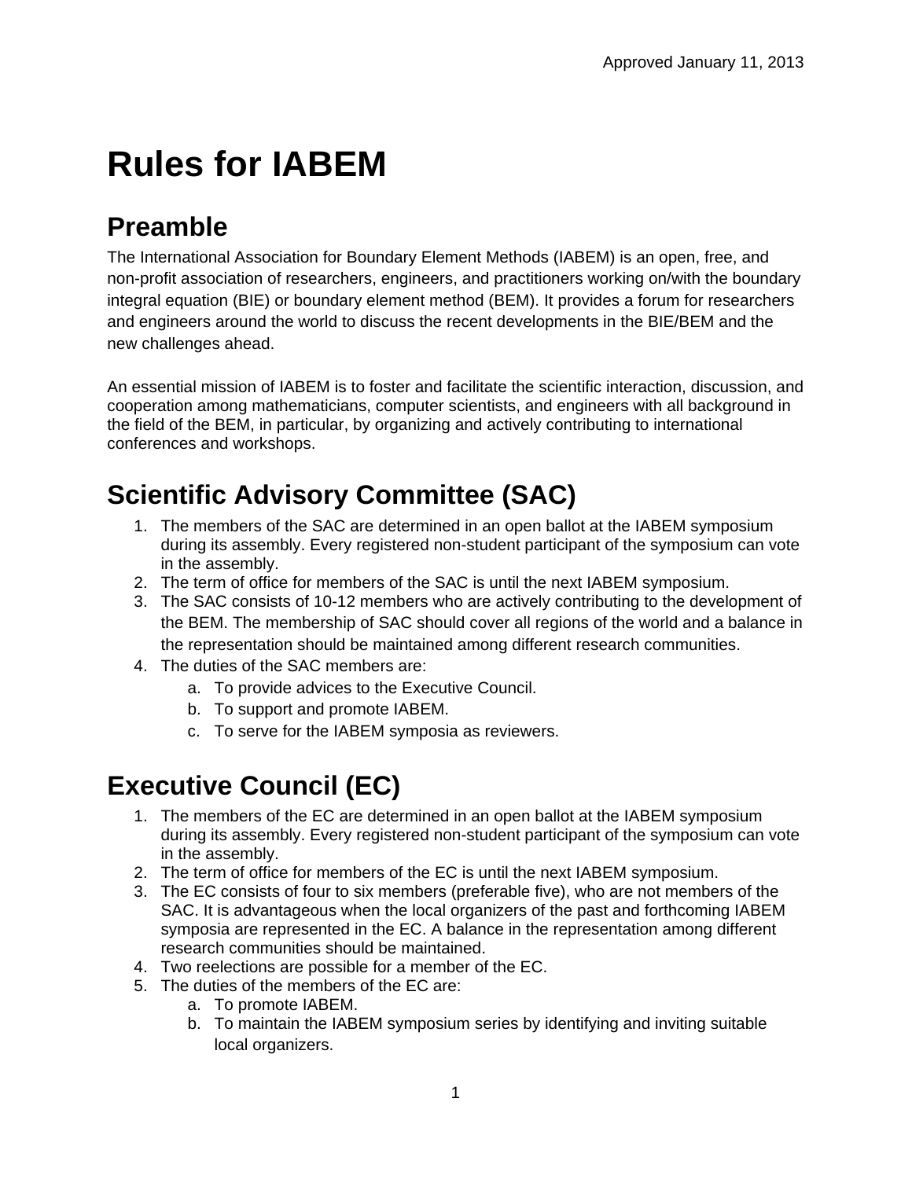Approved January 11, 2013

# Rules for IABEM

## Preamble

The International Association for Boundary Element Methods (IABEM) is an open, free, and non-profit association of researchers, engineers, and practitioners working on/with the boundary integral equation (BIE) or boundary element method (BEM). It provides a forum for researchers and engineers around the world to discuss the recent developments in the BIE/BEM and the new challenges ahead.

An essential mission of IABEM is to foster and facilitate the scientific interaction, discussion, and cooperation among mathematicians, computer scientists, and engineers with all background in the field of the BEM, in particular, by organizing and actively contributing to international conferences and workshops.

## Scientific Advisory Committee (SAC)

1. The members of the SAC are determined in an open ballot at the IABEM symposium during its assembly. Every registered non-student participant of the symposium can vote in the assembly.
2. The term of office for members of the SAC is until the next IABEM symposium.
3. The SAC consists of 10-12 members who are actively contributing to the development of the BEM. The membership of SAC should cover all regions of the world and a balance in the representation should be maintained among different research communities.
4. The duties of the SAC members are:
   a. To provide advices to the Executive Council.
   b. To support and promote IABEM.
   c. To serve for the IABEM symposia as reviewers.

## Executive Council (EC)

1. The members of the EC are determined in an open ballot at the IABEM symposium during its assembly. Every registered non-student participant of the symposium can vote in the assembly.
2. The term of office for members of the EC is until the next IABEM symposium.
3. The EC consists of four to six members (preferable five), who are not members of the SAC. It is advantageous when the local organizers of the past and forthcoming IABEM symposia are represented in the EC. A balance in the representation among different research communities should be maintained.
4. Two reelections are possible for a member of the EC.
5. The duties of the members of the EC are:
   a. To promote IABEM.
   b. To maintain the IABEM symposium series by identifying and inviting suitable local organizers.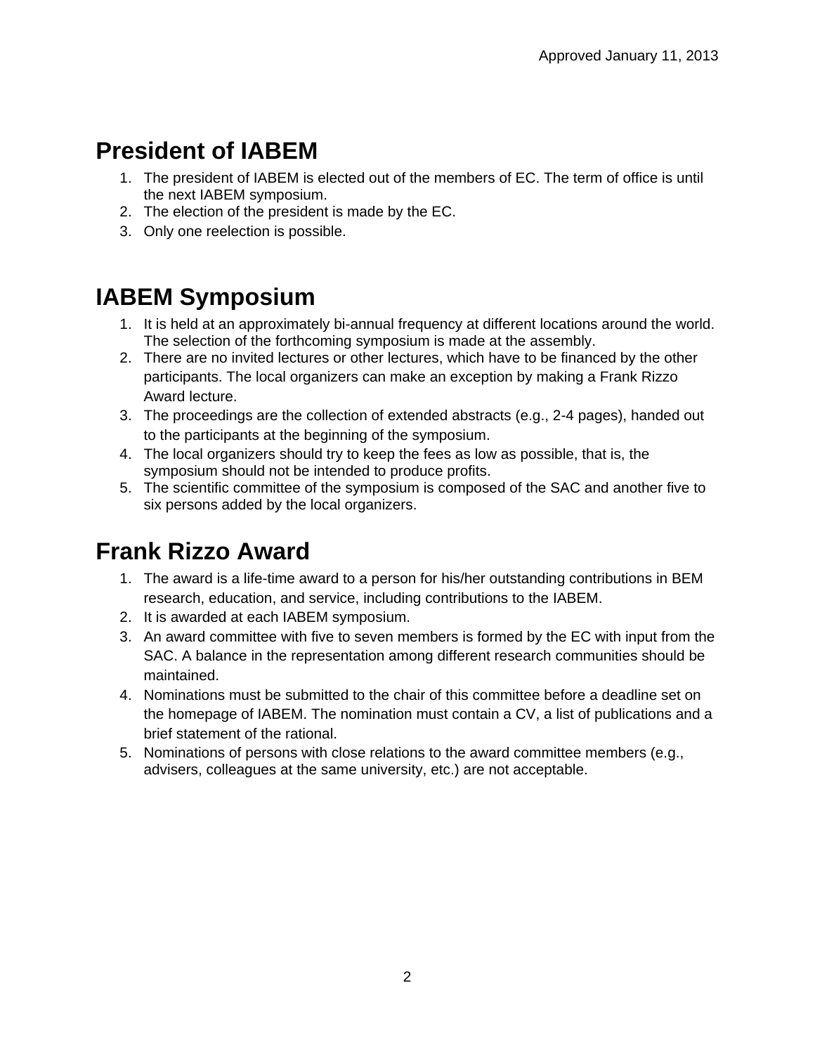## President of IABEM

1. The president of IABEM is elected out of the members of EC. The term of office is until the next IABEM symposium.
2. The election of the president is made by the EC.
3. Only one reelection is possible.

## IABEM Symposium

1. It is held at an approximately bi-annual frequency at different locations around the world. The selection of the forthcoming symposium is made at the assembly.
2. There are no invited lectures or other lectures, which have to be financed by the other participants. The local organizers can make an exception by making a Frank Rizzo Award lecture.
3. The proceedings are the collection of extended abstracts (e.g., 2-4 pages), handed out to the participants at the beginning of the symposium.
4. The local organizers should try to keep the fees as low as possible, that is, the symposium should not be intended to produce profits.
5. The scientific committee of the symposium is composed of the SAC and another five to six persons added by the local organizers.

## Frank Rizzo Award

1. The award is a life-time award to a person for his/her outstanding contributions in BEM research, education, and service, including contributions to the IABEM.
2. It is awarded at each IABEM symposium.
3. An award committee with five to seven members is formed by the EC with input from the SAC. A balance in the representation among different research communities should be maintained.
4. Nominations must be submitted to the chair of this committee before a deadline set on the homepage of IABEM. The nomination must contain a CV, a list of publications and a brief statement of the rational.
5. Nominations of persons with close relations to the award committee members (e.g., advisers, colleagues at the same university, etc.) are not acceptable.